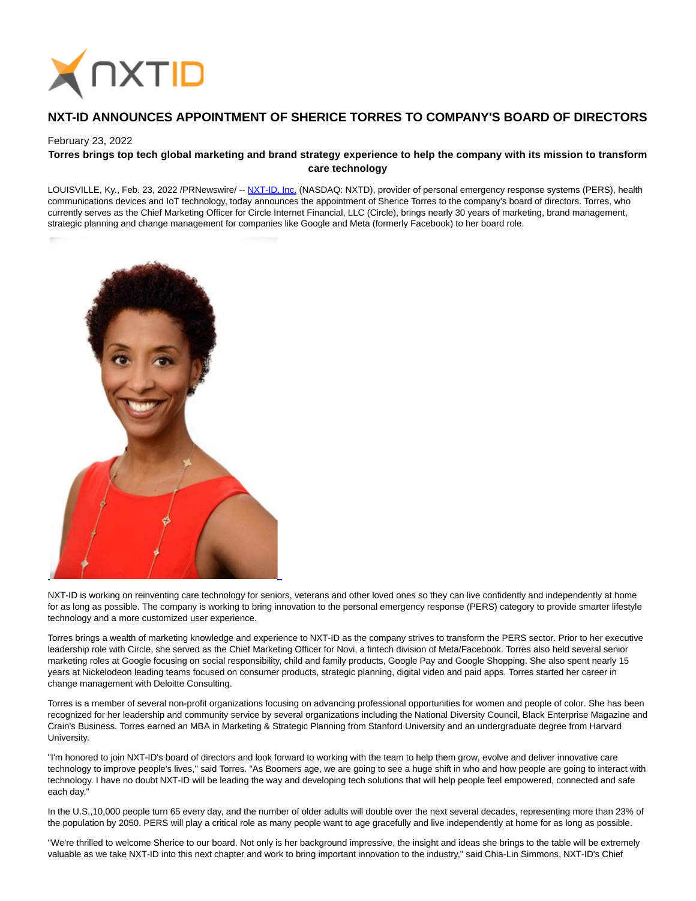# NXT-ID ANNOUNCES APPOINTMENT OF SHERICE TORRES TO COMPANY'S BOARD OF DIRECTORS

February 23, 2022

**Torres brings top tech global marketing and brand strategy experience to help the company with its mission to transform care technology**

LOUISVILLE, Ky., Feb. 23, 2022 /PRNewswire/ -- NXT-ID, Inc. (NASDAQ: NXTD), provider of personal emergency response systems (PERS), health communications devices and IoT technology, today announces the appointment of Sherice Torres to the company's board of directors. Torres, who currently serves as the Chief Marketing Officer for Circle Internet Financial, LLC (Circle), brings nearly 30 years of marketing, brand management, strategic planning and change management for companies like Google and Meta (formerly Facebook) to her board role.

NXT-ID is working on reinventing care technology for seniors, veterans and other loved ones so they can live confidently and independently at home for as long as possible. The company is working to bring innovation to the personal emergency response (PERS) category to provide smarter lifestyle technology and a more customized user experience.

Torres brings a wealth of marketing knowledge and experience to NXT-ID as the company strives to transform the PERS sector. Prior to her executive leadership role with Circle, she served as the Chief Marketing Officer for Novi, a fintech division of Meta/Facebook. Torres also held several senior marketing roles at Google focusing on social responsibility, child and family products, Google Pay and Google Shopping. She also spent nearly 15 years at Nickelodeon leading teams focused on consumer products, strategic planning, digital video and paid apps. Torres started her career in change management with Deloitte Consulting.

Torres is a member of several non-profit organizations focusing on advancing professional opportunities for women and people of color. She has been recognized for her leadership and community service by several organizations including the National Diversity Council, Black Enterprise Magazine and Crain's Business. Torres earned an MBA in Marketing & Strategic Planning from Stanford University and an undergraduate degree from Harvard University.

"I'm honored to join NXT-ID's board of directors and look forward to working with the team to help them grow, evolve and deliver innovative care technology to improve people's lives," said Torres. "As Boomers age, we are going to see a huge shift in who and how people are going to interact with technology. I have no doubt NXT-ID will be leading the way and developing tech solutions that will help people feel empowered, connected and safe each day."

In the U.S.,10,000 people turn 65 every day, and the number of older adults will double over the next several decades, representing more than 23% of the population by 2050. PERS will play a critical role as many people want to age gracefully and live independently at home for as long as possible.

"We're thrilled to welcome Sherice to our board. Not only is her background impressive, the insight and ideas she brings to the table will be extremely valuable as we take NXT-ID into this next chapter and work to bring important innovation to the industry," said Chia-Lin Simmons, NXT-ID's Chief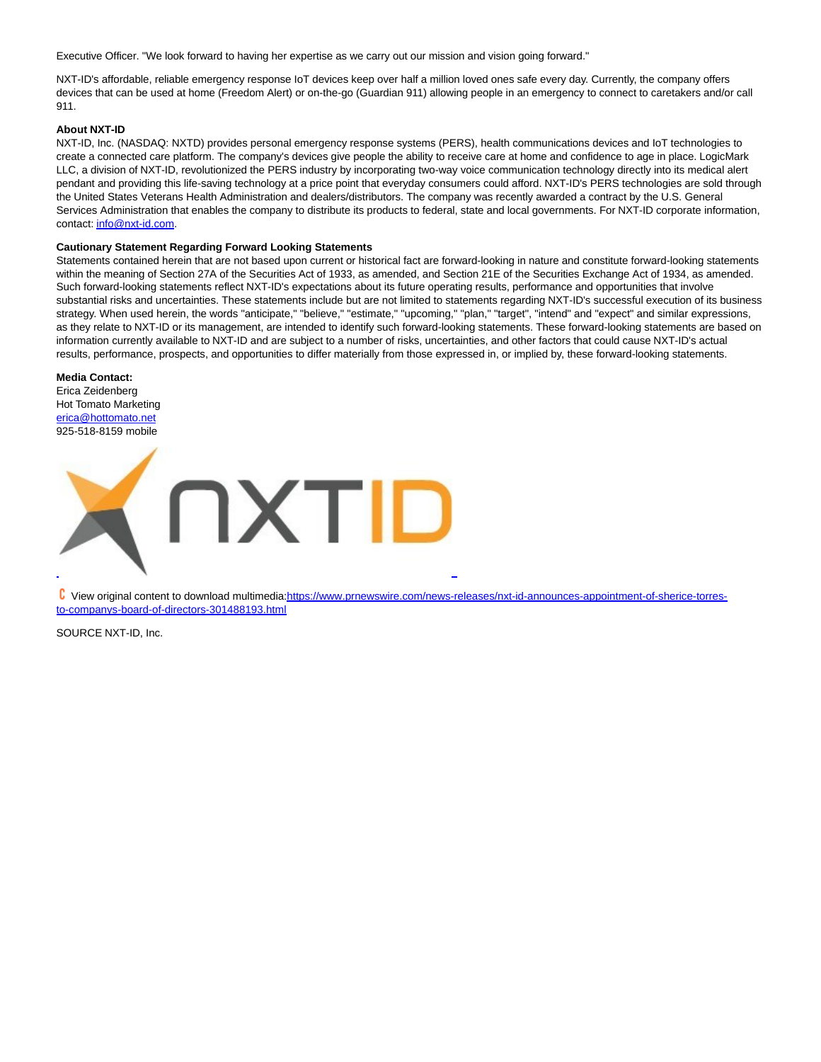Executive Officer. "We look forward to having her expertise as we carry out our mission and vision going forward."

NXT-ID's affordable, reliable emergency response IoT devices keep over half a million loved ones safe every day. Currently, the company offers devices that can be used at home (Freedom Alert) or on-the-go (Guardian 911) allowing people in an emergency to connect to caretakers and/or call 911.

**About NXT-ID**

NXT-ID, Inc. (NASDAQ: NXTD) provides personal emergency response systems (PERS), health communications devices and IoT technologies to create a connected care platform. The company's devices give people the ability to receive care at home and confidence to age in place. LogicMark LLC, a division of NXT-ID, revolutionized the PERS industry by incorporating two-way voice communication technology directly into its medical alert pendant and providing this life-saving technology at a price point that everyday consumers could afford. NXT-ID's PERS technologies are sold through the United States Veterans Health Administration and dealers/distributors. The company was recently awarded a contract by the U.S. General Services Administration that enables the company to distribute its products to federal, state and local governments. For NXT-ID corporate information, contact: info@nxt-id.com.

**Cautionary Statement Regarding Forward Looking Statements**

Statements contained herein that are not based upon current or historical fact are forward-looking in nature and constitute forward-looking statements within the meaning of Section 27A of the Securities Act of 1933, as amended, and Section 21E of the Securities Exchange Act of 1934, as amended. Such forward-looking statements reflect NXT-ID's expectations about its future operating results, performance and opportunities that involve substantial risks and uncertainties. These statements include but are not limited to statements regarding NXT-ID's successful execution of its business strategy. When used herein, the words "anticipate," "believe," "estimate," "upcoming," "plan," "target", "intend" and "expect" and similar expressions, as they relate to NXT-ID or its management, are intended to identify such forward-looking statements. These forward-looking statements are based on information currently available to NXT-ID and are subject to a number of risks, uncertainties, and other factors that could cause NXT-ID's actual results, performance, prospects, and opportunities to differ materially from those expressed in, or implied by, these forward-looking statements.

**Media Contact:**
Erica Zeidenberg
Hot Tomato Marketing
erica@hottomato.net
925-518-8159 mobile

View original content to download multimedia:https://www.prnewswire.com/news-releases/nxt-id-announces-appointment-of-sherice-torres-to-companys-board-of-directors-301488193.html

SOURCE NXT-ID, Inc.